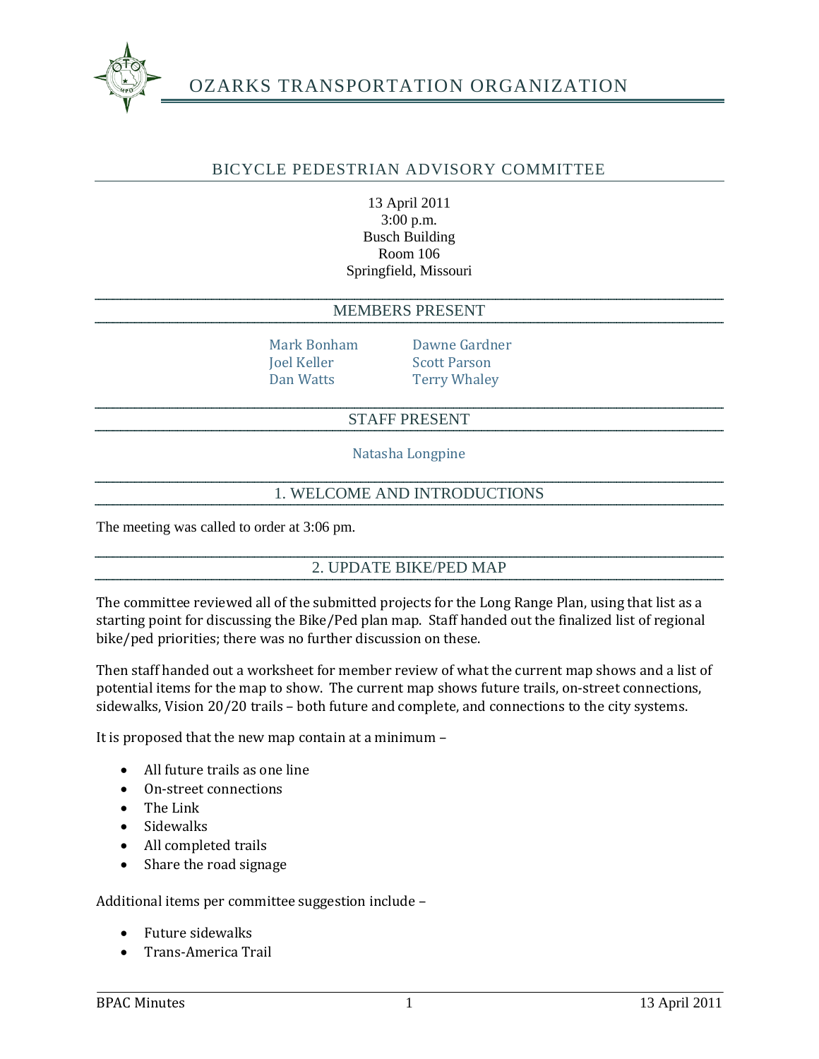# OZARKS TRANSPORTATION ORGANIZATION

## BICYCLE PEDESTRIAN ADVISORY COMMITTEE

13 April 2011
3:00 p.m.
Busch Building
Room 106
Springfield, Missouri

## MEMBERS PRESENT

Mark Bonham
Joel Keller
Dan Watts
Dawne Gardner
Scott Parson
Terry Whaley

## STAFF PRESENT

Natasha Longpine

## 1. WELCOME AND INTRODUCTIONS

The meeting was called to order at 3:06 pm.

## 2. UPDATE BIKE/PED MAP

The committee reviewed all of the submitted projects for the Long Range Plan, using that list as a starting point for discussing the Bike/Ped plan map. Staff handed out the finalized list of regional bike/ped priorities; there was no further discussion on these.

Then staff handed out a worksheet for member review of what the current map shows and a list of potential items for the map to show. The current map shows future trails, on-street connections, sidewalks, Vision 20/20 trails – both future and complete, and connections to the city systems.

It is proposed that the new map contain at a minimum –

- All future trails as one line
- On-street connections
- The Link
- Sidewalks
- All completed trails
- Share the road signage

Additional items per committee suggestion include –

- Future sidewalks
- Trans-America Trail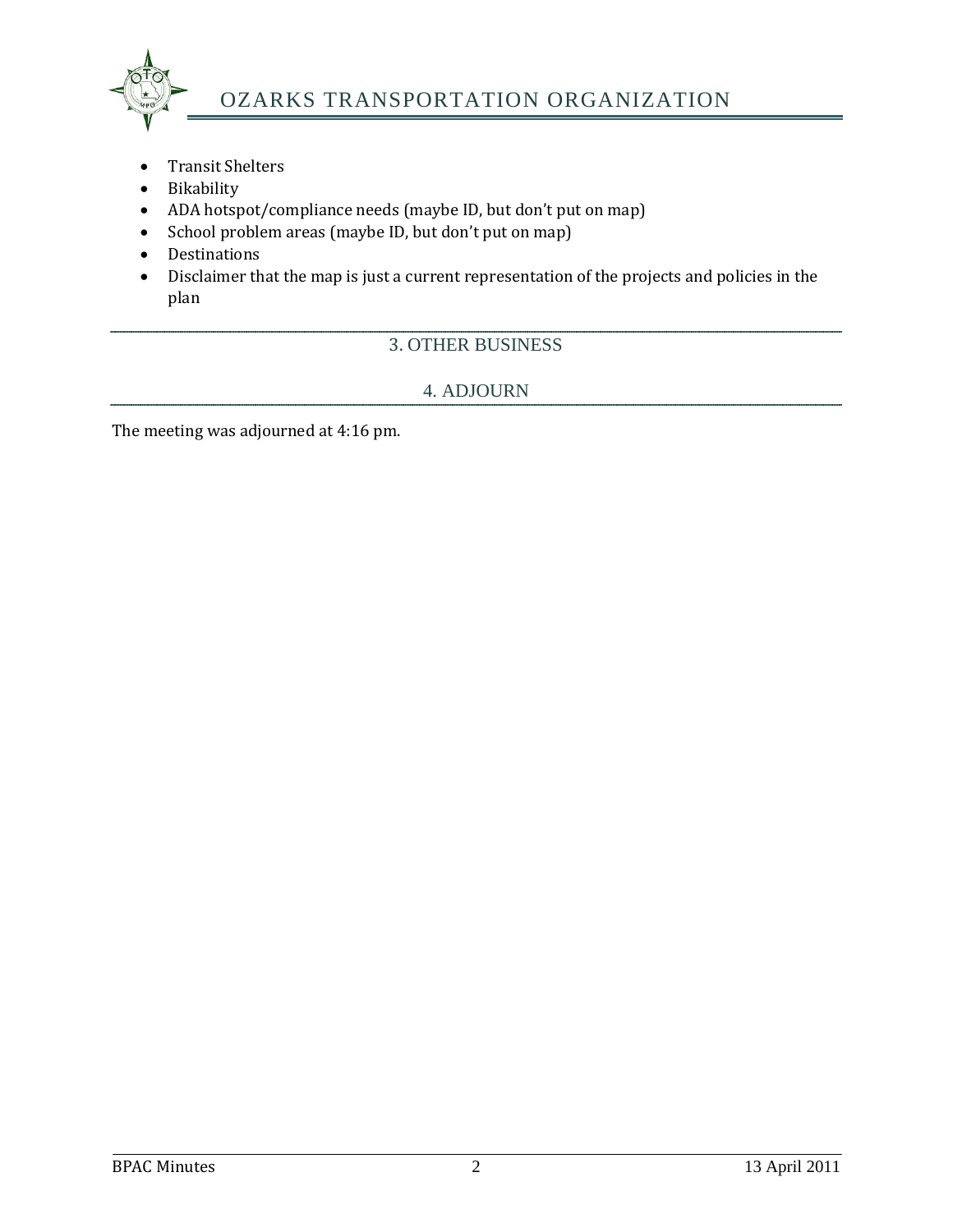- Transit Shelters
- Bikability
- ADA hotspot/compliance needs (maybe ID, but don't put on map)
- School problem areas (maybe ID, but don't put on map)
- Destinations
- Disclaimer that the map is just a current representation of the projects and policies in the plan

## 3. OTHER BUSINESS

## 4. ADJOURN

The meeting was adjourned at 4:16 pm.